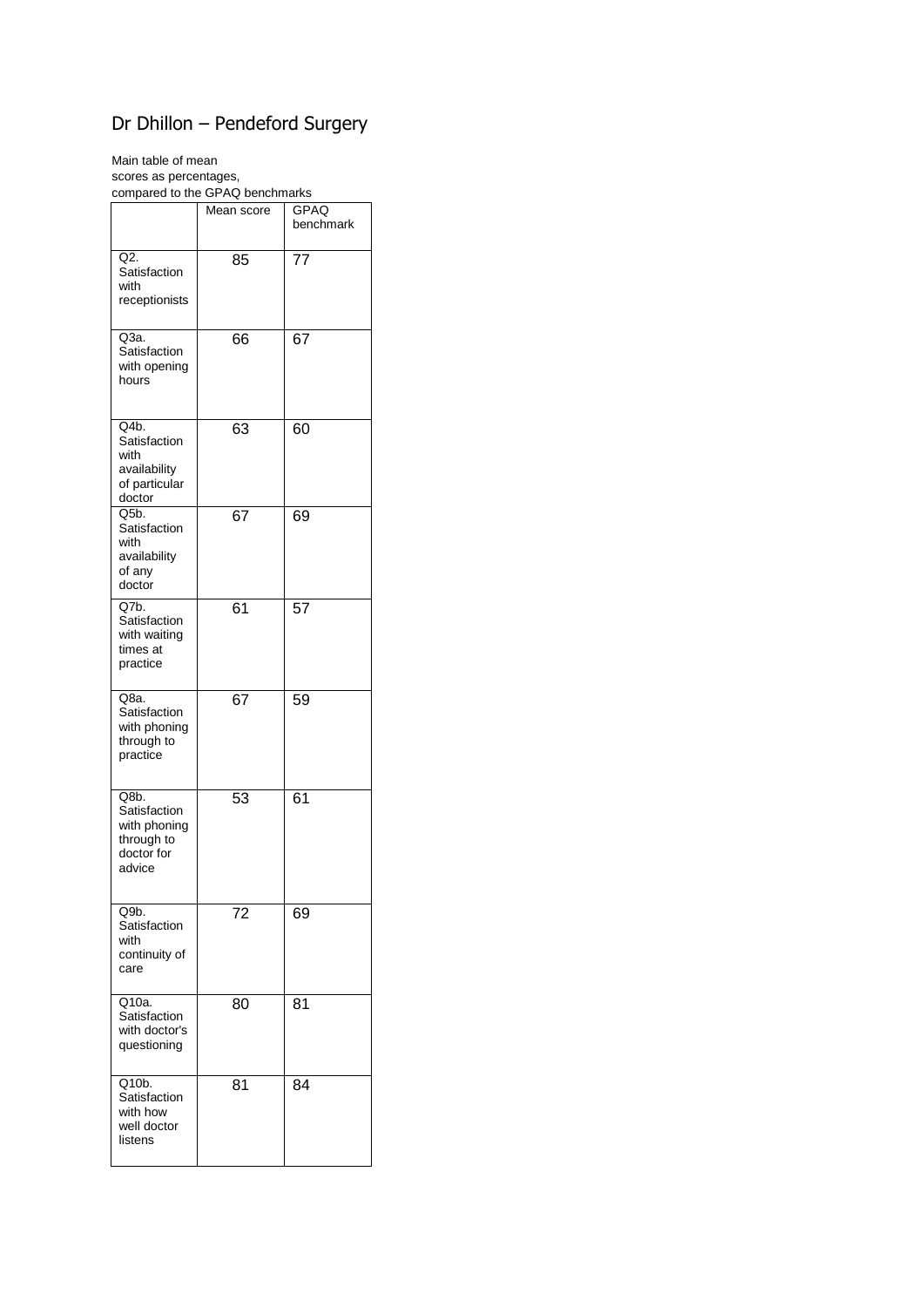# Dr Dhillon – Pendeford Surgery

Main table of mean scores as percentages, compared to the GPAQ benchmarks

| | Mean score | GPAQ benchmark |
|---|---|---|
| Q2. Satisfaction with receptionists | 85 | 77 |
| Q3a. Satisfaction with opening hours | 66 | 67 |
| Q4b. Satisfaction with availability of particular doctor | 63 | 60 |
| Q5b. Satisfaction with availability of any doctor | 67 | 69 |
| Q7b. Satisfaction with waiting times at practice | 61 | 57 |
| Q8a. Satisfaction with phoning through to practice | 67 | 59 |
| Q8b. Satisfaction with phoning through to doctor for advice | 53 | 61 |
| Q9b. Satisfaction with continuity of care | 72 | 69 |
| Q10a. Satisfaction with doctor's questioning | 80 | 81 |
| Q10b. Satisfaction with how well doctor listens | 81 | 84 |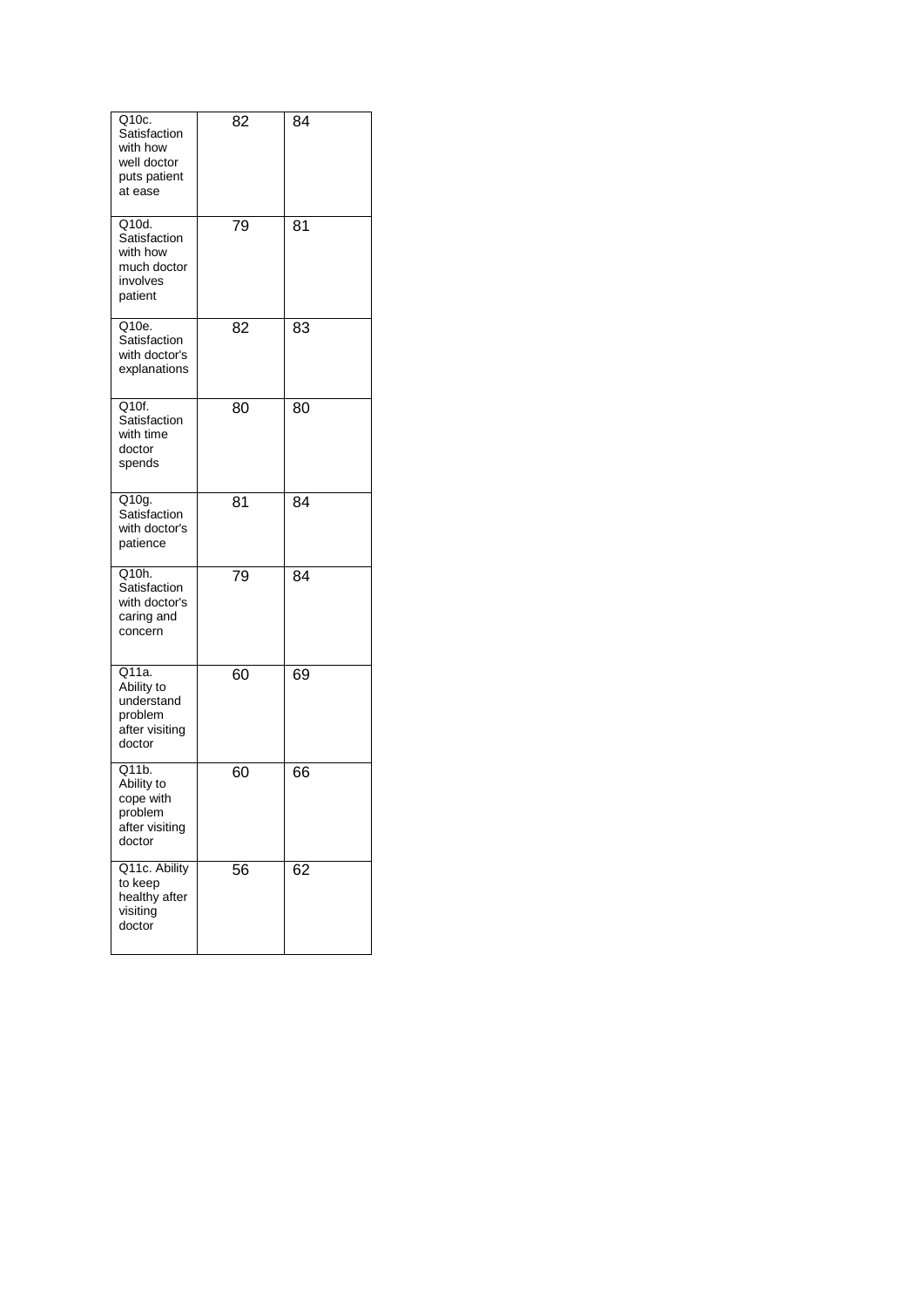| | | |
|---|---|---|
| Q10c. Satisfaction with how well doctor puts patient at ease | 82 | 84 |
| Q10d. Satisfaction with how much doctor involves patient | 79 | 81 |
| Q10e. Satisfaction with doctor's explanations | 82 | 83 |
| Q10f. Satisfaction with time doctor spends | 80 | 80 |
| Q10g. Satisfaction with doctor's patience | 81 | 84 |
| Q10h. Satisfaction with doctor's caring and concern | 79 | 84 |
| Q11a. Ability to understand problem after visiting doctor | 60 | 69 |
| Q11b. Ability to cope with problem after visiting doctor | 60 | 66 |
| Q11c. Ability to keep healthy after visiting doctor | 56 | 62 |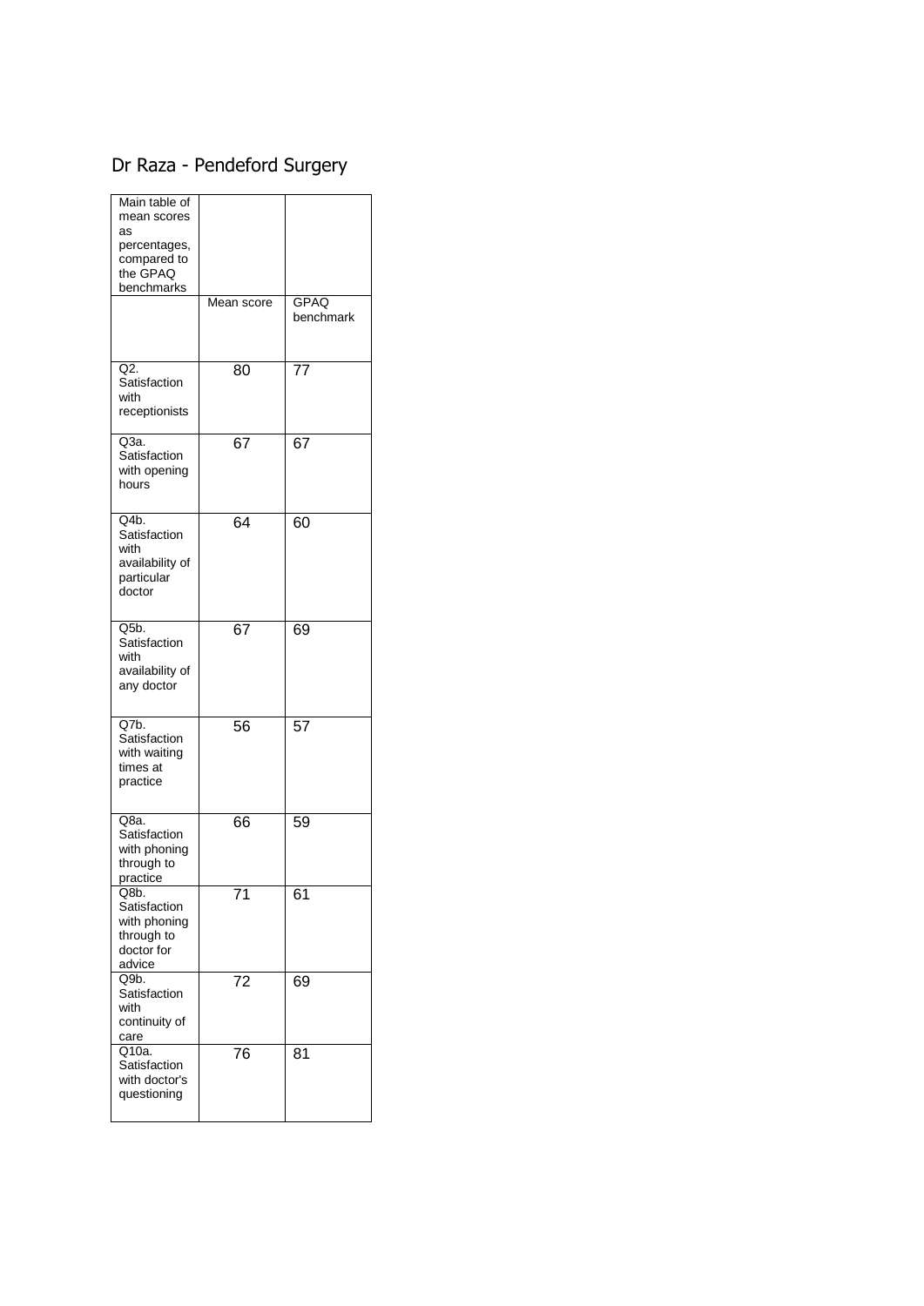# Dr Raza - Pendeford Surgery

| Main table of mean scores as percentages, compared to the GPAQ benchmarks | | |
|---|---|---|
| | Mean score | GPAQ benchmark |
| Q2. Satisfaction with receptionists | 80 | 77 |
| Q3a. Satisfaction with opening hours | 67 | 67 |
| Q4b. Satisfaction with availability of particular doctor | 64 | 60 |
| Q5b. Satisfaction with availability of any doctor | 67 | 69 |
| Q7b. Satisfaction with waiting times at practice | 56 | 57 |
| Q8a. Satisfaction with phoning through to practice | 66 | 59 |
| Q8b. Satisfaction with phoning through to doctor for advice | 71 | 61 |
| Q9b. Satisfaction with continuity of care | 72 | 69 |
| Q10a. Satisfaction with doctor's questioning | 76 | 81 |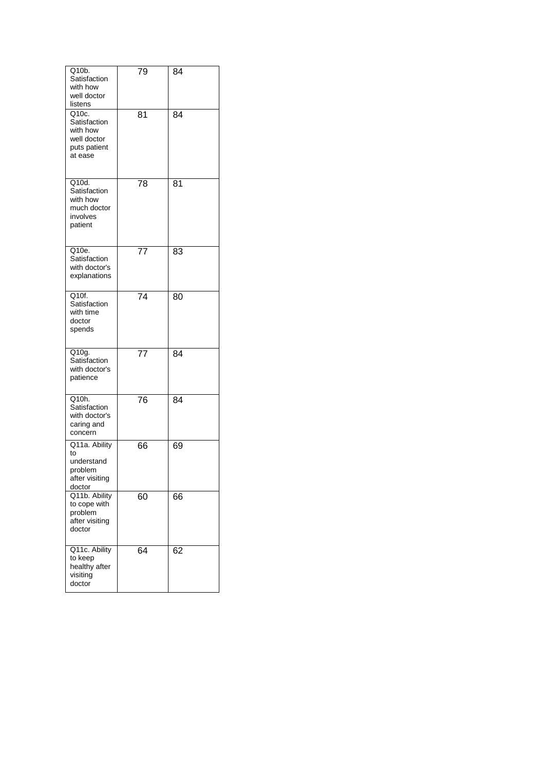| | | |
|---|---|---|
| Q10b. Satisfaction with how well doctor listens | 79 | 84 |
| Q10c. Satisfaction with how well doctor puts patient at ease | 81 | 84 |
| Q10d. Satisfaction with how much doctor involves patient | 78 | 81 |
| Q10e. Satisfaction with doctor's explanations | 77 | 83 |
| Q10f. Satisfaction with time doctor spends | 74 | 80 |
| Q10g. Satisfaction with doctor's patience | 77 | 84 |
| Q10h. Satisfaction with doctor's caring and concern | 76 | 84 |
| Q11a. Ability to understand problem after visiting doctor | 66 | 69 |
| Q11b. Ability to cope with problem after visiting doctor | 60 | 66 |
| Q11c. Ability to keep healthy after visiting doctor | 64 | 62 |